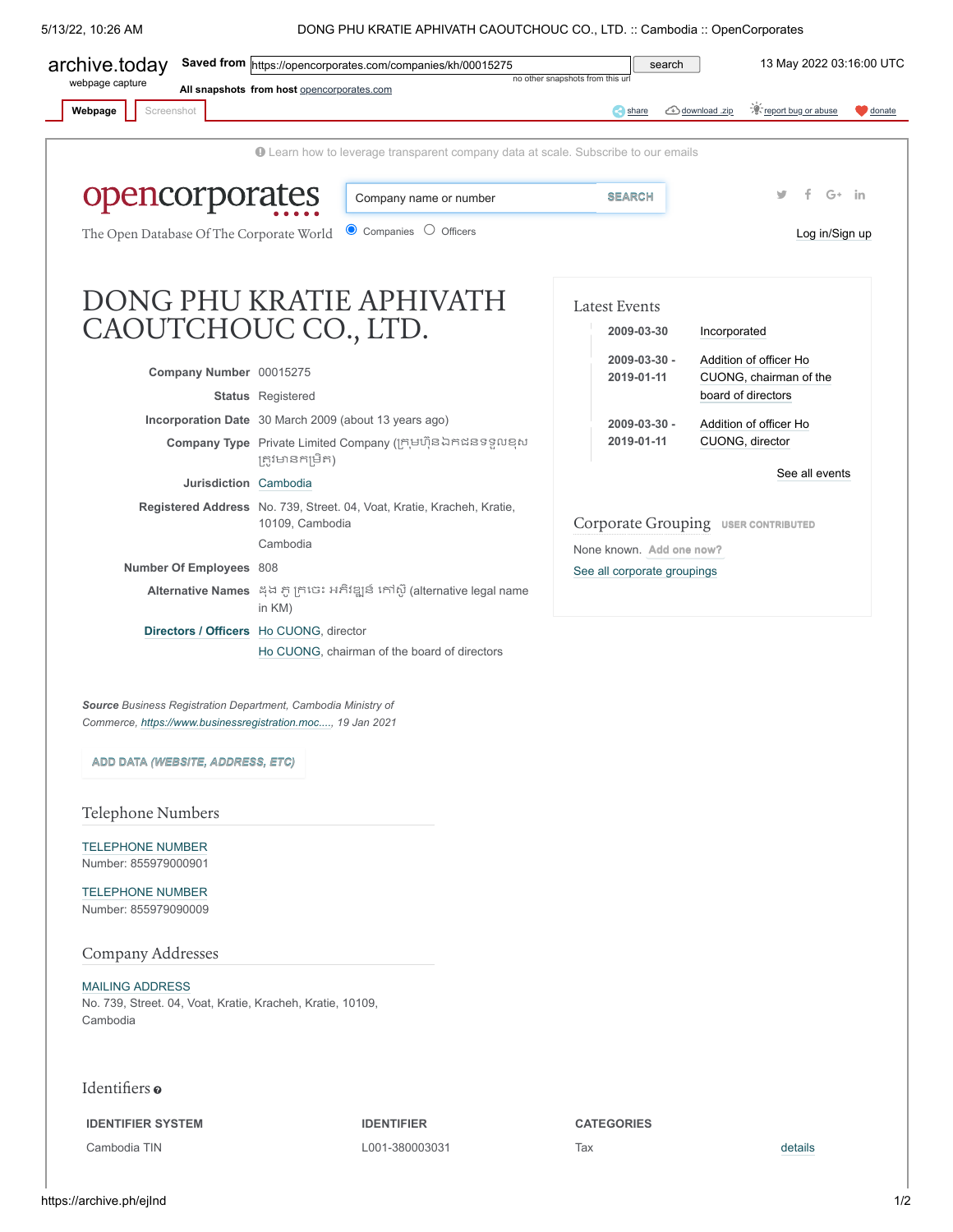archive.today webpage capture | Saved from https://opencorporates.com/companies/kh/00015275 | 13 May 2022 03:16:00 UTC

All snapshots from host opencorporates.com

Webpage | Screenshot

Learn how to leverage transparent company data at scale. Subscribe to our emails

opencorporates — The Open Database Of The Corporate World

Company name or number | SEARCH

Companies | Officers

Log in/Sign up

# DONG PHU KRATIE APHIVATH CAOUTCHOUC CO., LTD.

**Company Number** 00015275

**Status** Registered

**Incorporation Date** 30 March 2009 (about 13 years ago)

**Company Type** Private Limited Company (ក្រុមហ៊ុនឯកជនទទួលខុសត្រូវមានកម្រិត)

**Jurisdiction** Cambodia

**Registered Address** No. 739, Street. 04, Voat, Kratie, Kracheh, Kratie, 10109, Cambodia
Cambodia

**Number Of Employees** 808

**Alternative Names** ដុង ភូ ក្រចេះ អភិវឌ្ឍន៍ កៅស៊ូ (alternative legal name in KM)

**Directors / Officers** Ho CUONG, director
Ho CUONG, chairman of the board of directors

*Source* *Business Registration Department, Cambodia Ministry of Commerce, https://www.businessregistration.moc...., 19 Jan 2021*

ADD DATA (WEBSITE, ADDRESS, ETC)

## Latest Events

| | |
|---|---|
| **2009-03-30** | Incorporated |
| **2009-03-30 - 2019-01-11** | Addition of officer Ho CUONG, chairman of the board of directors |
| **2009-03-30 - 2019-01-11** | Addition of officer Ho CUONG, director |

See all events

## Corporate Grouping USER CONTRIBUTED

None known. Add one now?

See all corporate groupings

## Telephone Numbers

TELEPHONE NUMBER
Number: 855979000901

TELEPHONE NUMBER
Number: 855979090009

## Company Addresses

MAILING ADDRESS
No. 739, Street. 04, Voat, Kratie, Kracheh, Kratie, 10109, Cambodia

## Identifiers

| IDENTIFIER SYSTEM | IDENTIFIER | CATEGORIES | |
|---|---|---|---|
| Cambodia TIN | L001-380003031 | Tax | details |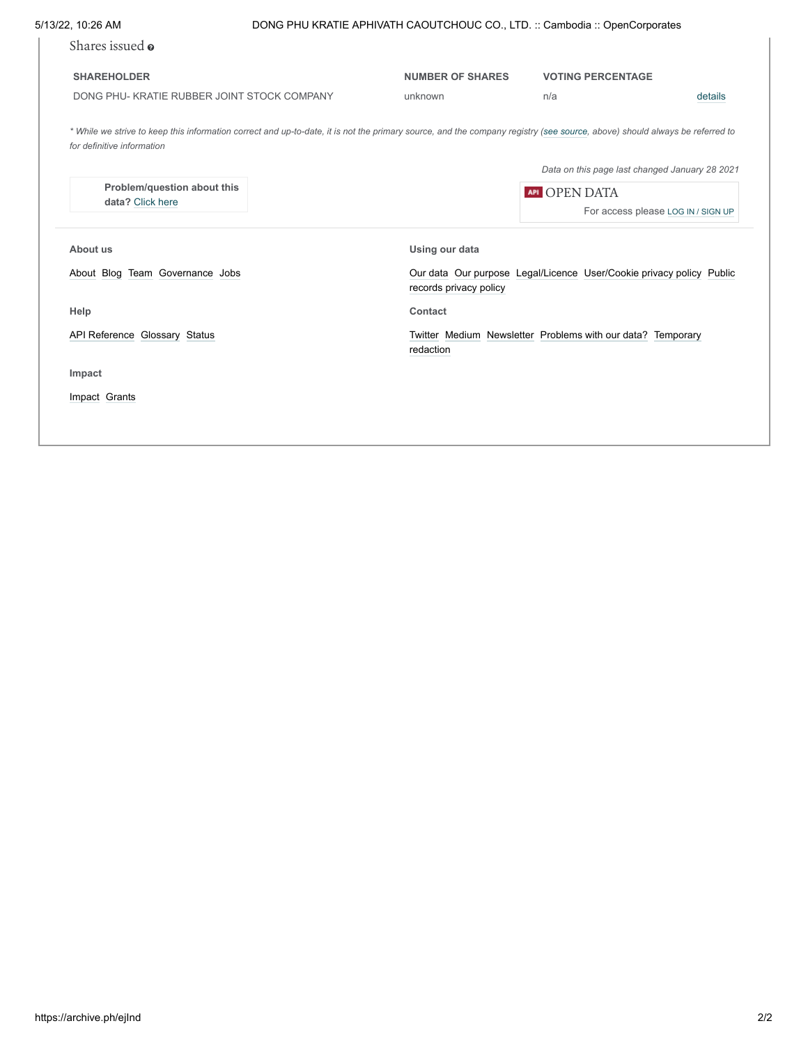## Shares issued

| SHAREHOLDER | NUMBER OF SHARES | VOTING PERCENTAGE | |
|---|---|---|---|
| DONG PHU- KRATIE RUBBER JOINT STOCK COMPANY | unknown | n/a | details |

*\* While we strive to keep this information correct and up-to-date, it is not the primary source, and the company registry (see source, above) should always be referred to for definitive information*

*Data on this page last changed January 28 2021*

**Problem/question about this data?** Click here

API OPEN DATA

For access please LOG IN / SIGN UP

**About us**

About Blog Team Governance Jobs

**Using our data**

Our data Our purpose Legal/Licence User/Cookie privacy policy Public records privacy policy

**Help**

API Reference Glossary Status

**Contact**

Twitter Medium Newsletter Problems with our data? Temporary redaction

**Impact**

Impact Grants